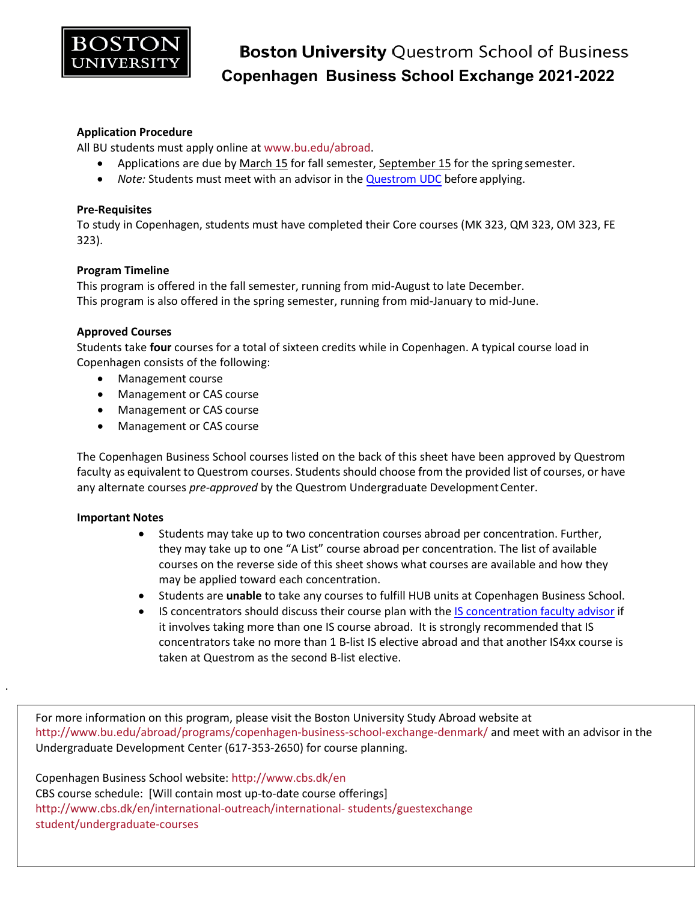BOSTON UNIVERSITY

# Boston University Questrom School of Business
## Copenhagen Business School Exchange 2021-2022

**Application Procedure**

All BU students must apply online at www.bu.edu/abroad.

- Applications are due by March 15 for fall semester, September 15 for the spring semester.
- *Note:* Students must meet with an advisor in the Questrom UDC before applying.

**Pre-Requisites**

To study in Copenhagen, students must have completed their Core courses (MK 323, QM 323, OM 323, FE 323).

**Program Timeline**

This program is offered in the fall semester, running from mid-August to late December.
This program is also offered in the spring semester, running from mid-January to mid-June.

**Approved Courses**

Students take **four** courses for a total of sixteen credits while in Copenhagen. A typical course load in Copenhagen consists of the following:

- Management course
- Management or CAS course
- Management or CAS course
- Management or CAS course

The Copenhagen Business School courses listed on the back of this sheet have been approved by Questrom faculty as equivalent to Questrom courses. Students should choose from the provided list of courses, or have any alternate courses *pre-approved* by the Questrom Undergraduate Development Center.

**Important Notes**

- Students may take up to two concentration courses abroad per concentration. Further, they may take up to one "A List" course abroad per concentration. The list of available courses on the reverse side of this sheet shows what courses are available and how they may be applied toward each concentration.
- Students are **unable** to take any courses to fulfill HUB units at Copenhagen Business School.
- IS concentrators should discuss their course plan with the IS concentration faculty advisor if it involves taking more than one IS course abroad. It is strongly recommended that IS concentrators take no more than 1 B-list IS elective abroad and that another IS4xx course is taken at Questrom as the second B-list elective.

For more information on this program, please visit the Boston University Study Abroad website at http://www.bu.edu/abroad/programs/copenhagen-business-school-exchange-denmark/ and meet with an advisor in the Undergraduate Development Center (617-353-2650) for course planning.

Copenhagen Business School website: http://www.cbs.dk/en
CBS course schedule: [Will contain most up-to-date course offerings]
http://www.cbs.dk/en/international-outreach/international- students/guestexchange student/undergraduate-courses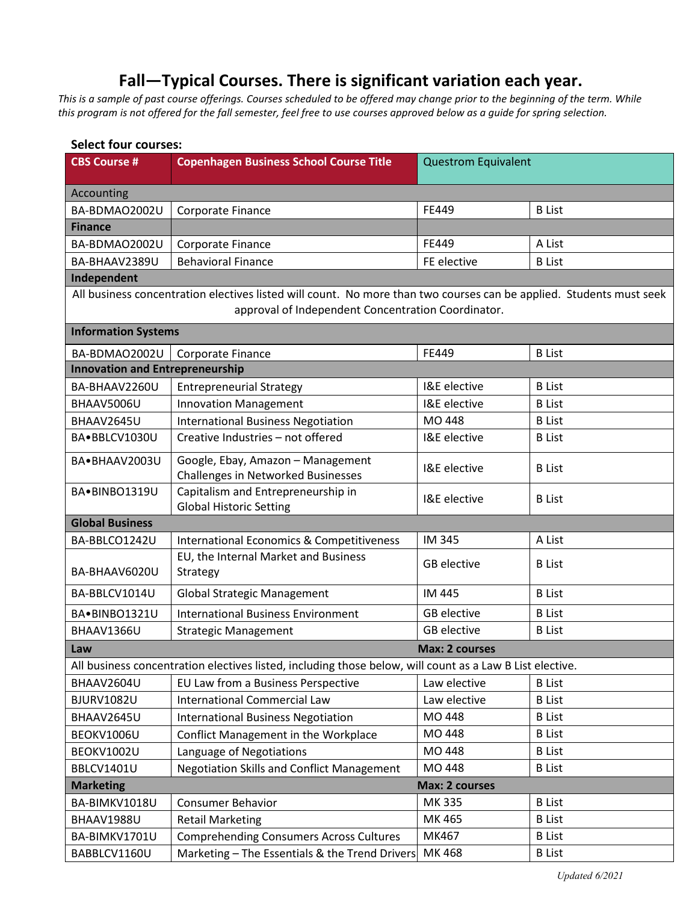# Fall—Typical Courses. There is significant variation each year.

*This is a sample of past course offerings. Courses scheduled to be offered may change prior to the beginning of the term. While this program is not offered for the fall semester, feel free to use courses approved below as a guide for spring selection.*

**Select four courses:**

| CBS Course # | Copenhagen Business School Course Title | Questrom Equivalent | |
|---|---|---|---|
| Accounting | | | |
| BA-BDMAO2002U | Corporate Finance | FE449 | B List |
| **Finance** | | | |
| BA-BDMAO2002U | Corporate Finance | FE449 | A List |
| BA-BHAAV2389U | Behavioral Finance | FE elective | B List |
| **Independent** | | | |
| All business concentration electives listed will count. No more than two courses can be applied. Students must seek approval of Independent Concentration Coordinator. | | | |
| **Information Systems** | | | |
| BA-BDMAO2002U | Corporate Finance | FE449 | B List |
| **Innovation and Entrepreneurship** | | | |
| BA-BHAAV2260U | Entrepreneurial Strategy | I&E elective | B List |
| BHAAV5006U | Innovation Management | I&E elective | B List |
| BHAAV2645U | International Business Negotiation | MO 448 | B List |
| BA•BBLCV1030U | Creative Industries – not offered | I&E elective | B List |
| BA•BHAAV2003U | Google, Ebay, Amazon – Management Challenges in Networked Businesses | I&E elective | B List |
| BA•BINBO1319U | Capitalism and Entrepreneurship in Global Historic Setting | I&E elective | B List |
| **Global Business** | | | |
| BA-BBLCO1242U | International Economics & Competitiveness | IM 345 | A List |
| BA-BHAAV6020U | EU, the Internal Market and Business Strategy | GB elective | B List |
| BA-BBLCV1014U | Global Strategic Management | IM 445 | B List |
| BA•BINBO1321U | International Business Environment | GB elective | B List |
| BHAAV1366U | Strategic Management | GB elective | B List |
| **Law** | | **Max: 2 courses** | |
| All business concentration electives listed, including those below, will count as a Law B List elective. | | | |
| BHAAV2604U | EU Law from a Business Perspective | Law elective | B List |
| BJURV1082U | International Commercial Law | Law elective | B List |
| BHAAV2645U | International Business Negotiation | MO 448 | B List |
| BEOKV1006U | Conflict Management in the Workplace | MO 448 | B List |
| BEOKV1002U | Language of Negotiations | MO 448 | B List |
| BBLCV1401U | Negotiation Skills and Conflict Management | MO 448 | B List |
| **Marketing** | | **Max: 2 courses** | |
| BA-BIMKV1018U | Consumer Behavior | MK 335 | B List |
| BHAAV1988U | Retail Marketing | MK 465 | B List |
| BA-BIMKV1701U | Comprehending Consumers Across Cultures | MK467 | B List |
| BABBLCV1160U | Marketing – The Essentials & the Trend Drivers | MK 468 | B List |

*Updated 6/2021*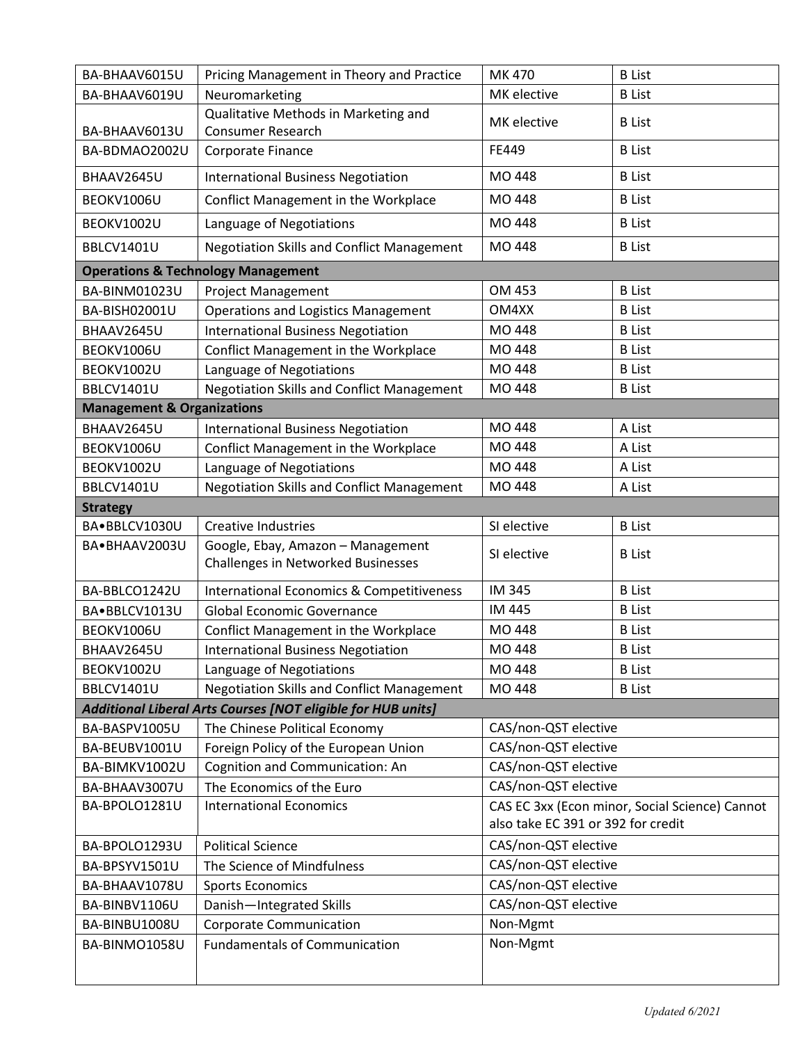| | | | |
|---|---|---|---|
| BA-BHAAV6015U | Pricing Management in Theory and Practice | MK 470 | B List |
| BA-BHAAV6019U | Neuromarketing | MK elective | B List |
| BA-BHAAV6013U | Qualitative Methods in Marketing and Consumer Research | MK elective | B List |
| BA-BDMAO2002U | Corporate Finance | FE449 | B List |
| BHAAV2645U | International Business Negotiation | MO 448 | B List |
| BEOKV1006U | Conflict Management in the Workplace | MO 448 | B List |
| BEOKV1002U | Language of Negotiations | MO 448 | B List |
| BBLCV1401U | Negotiation Skills and Conflict Management | MO 448 | B List |
| **Operations & Technology Management** | | | |
| BA-BINM01023U | Project Management | OM 453 | B List |
| BA-BISH02001U | Operations and Logistics Management | OM4XX | B List |
| BHAAV2645U | International Business Negotiation | MO 448 | B List |
| BEOKV1006U | Conflict Management in the Workplace | MO 448 | B List |
| BEOKV1002U | Language of Negotiations | MO 448 | B List |
| BBLCV1401U | Negotiation Skills and Conflict Management | MO 448 | B List |
| **Management & Organizations** | | | |
| BHAAV2645U | International Business Negotiation | MO 448 | A List |
| BEOKV1006U | Conflict Management in the Workplace | MO 448 | A List |
| BEOKV1002U | Language of Negotiations | MO 448 | A List |
| BBLCV1401U | Negotiation Skills and Conflict Management | MO 448 | A List |
| **Strategy** | | | |
| BA•BBLCV1030U | Creative Industries | SI elective | B List |
| BA•BHAAV2003U | Google, Ebay, Amazon – Management Challenges in Networked Businesses | SI elective | B List |
| BA-BBLCO1242U | International Economics & Competitiveness | IM 345 | B List |
| BA•BBLCV1013U | Global Economic Governance | IM 445 | B List |
| BEOKV1006U | Conflict Management in the Workplace | MO 448 | B List |
| BHAAV2645U | International Business Negotiation | MO 448 | B List |
| BEOKV1002U | Language of Negotiations | MO 448 | B List |
| BBLCV1401U | Negotiation Skills and Conflict Management | MO 448 | B List |
| ***Additional Liberal Arts Courses [NOT eligible for HUB units]*** | | | |
| BA-BASPV1005U | The Chinese Political Economy | CAS/non-QST elective | |
| BA-BEUBV1001U | Foreign Policy of the European Union | CAS/non-QST elective | |
| BA-BIMKV1002U | Cognition and Communication: An | CAS/non-QST elective | |
| BA-BHAAV3007U | The Economics of the Euro | CAS/non-QST elective | |
| BA-BPOLO1281U | International Economics | CAS EC 3xx (Econ minor, Social Science) Cannot also take EC 391 or 392 for credit | |
| BA-BPOLO1293U | Political Science | CAS/non-QST elective | |
| BA-BPSYV1501U | The Science of Mindfulness | CAS/non-QST elective | |
| BA-BHAAV1078U | Sports Economics | CAS/non-QST elective | |
| BA-BINBV1106U | Danish—Integrated Skills | CAS/non-QST elective | |
| BA-BINBU1008U | Corporate Communication | Non-Mgmt | |
| BA-BINMO1058U | Fundamentals of Communication | Non-Mgmt | |

*Updated 6/2021*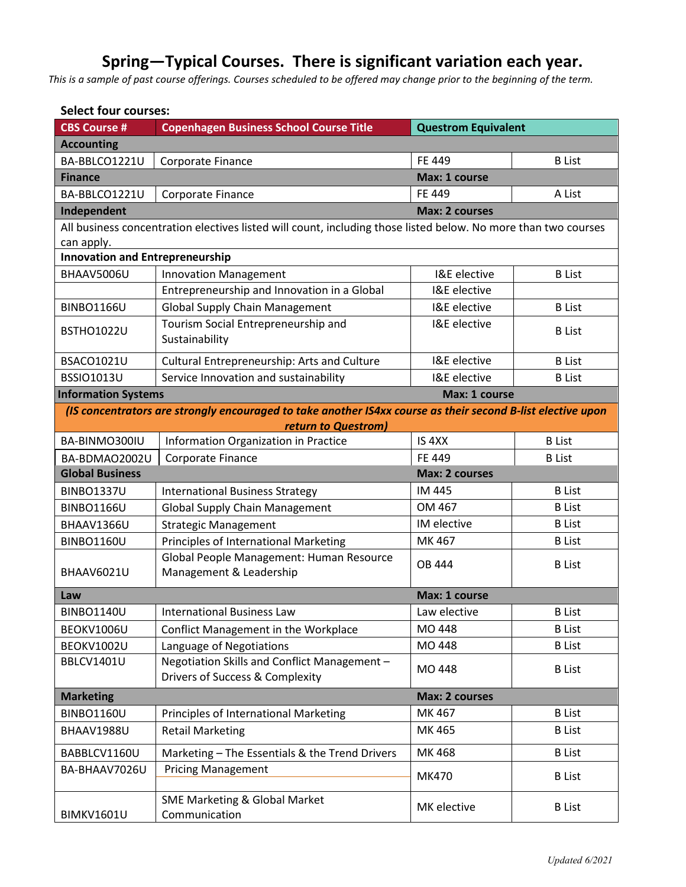# Spring—Typical Courses. There is significant variation each year.

*This is a sample of past course offerings. Courses scheduled to be offered may change prior to the beginning of the term.*

**Select four courses:**

| CBS Course # | Copenhagen Business School Course Title | Questrom Equivalent | |
|---|---|---|---|
| **Accounting** | | | |
| BA-BBLCO1221U | Corporate Finance | FE 449 | B List |
| **Finance** | | **Max: 1 course** | |
| BA-BBLCO1221U | Corporate Finance | FE 449 | A List |
| **Independent** | | **Max: 2 courses** | |
| All business concentration electives listed will count, including those listed below. No more than two courses can apply. | | | |
| **Innovation and Entrepreneurship** | | | |
| BHAAV5006U | Innovation Management | I&E elective | B List |
| | Entrepreneurship and Innovation in a Global | I&E elective | |
| BINBO1166U | Global Supply Chain Management | I&E elective | B List |
| BSTHO1022U | Tourism Social Entrepreneurship and Sustainability | I&E elective | B List |
| BSACO1021U | Cultural Entrepreneurship: Arts and Culture | I&E elective | B List |
| BSSIO1013U | Service Innovation and sustainability | I&E elective | B List |
| **Information Systems** | | **Max: 1 course** | |
| ***(IS concentrators are strongly encouraged to take another IS4xx course as their second B-list elective upon return to Questrom)*** | | | |
| BA-BINMO300IU | Information Organization in Practice | IS 4XX | B List |
| BA-BDMAO2002U | Corporate Finance | FE 449 | B List |
| **Global Business** | | **Max: 2 courses** | |
| BINBO1337U | International Business Strategy | IM 445 | B List |
| BINBO1166U | Global Supply Chain Management | OM 467 | B List |
| BHAAV1366U | Strategic Management | IM elective | B List |
| BINBO1160U | Principles of International Marketing | MK 467 | B List |
| BHAAV6021U | Global People Management: Human Resource Management & Leadership | OB 444 | B List |
| **Law** | | **Max: 1 course** | |
| BINBO1140U | International Business Law | Law elective | B List |
| BEOKV1006U | Conflict Management in the Workplace | MO 448 | B List |
| BEOKV1002U | Language of Negotiations | MO 448 | B List |
| BBLCV1401U | Negotiation Skills and Conflict Management – Drivers of Success & Complexity | MO 448 | B List |
| **Marketing** | | **Max: 2 courses** | |
| BINBO1160U | Principles of International Marketing | MK 467 | B List |
| BHAAV1988U | Retail Marketing | MK 465 | B List |
| BABBLCV1160U | Marketing – The Essentials & the Trend Drivers | MK 468 | B List |
| BA-BHAAV7026U | Pricing Management | MK470 | B List |
| BIMKV1601U | SME Marketing & Global Market Communication | MK elective | B List |

*Updated 6/2021*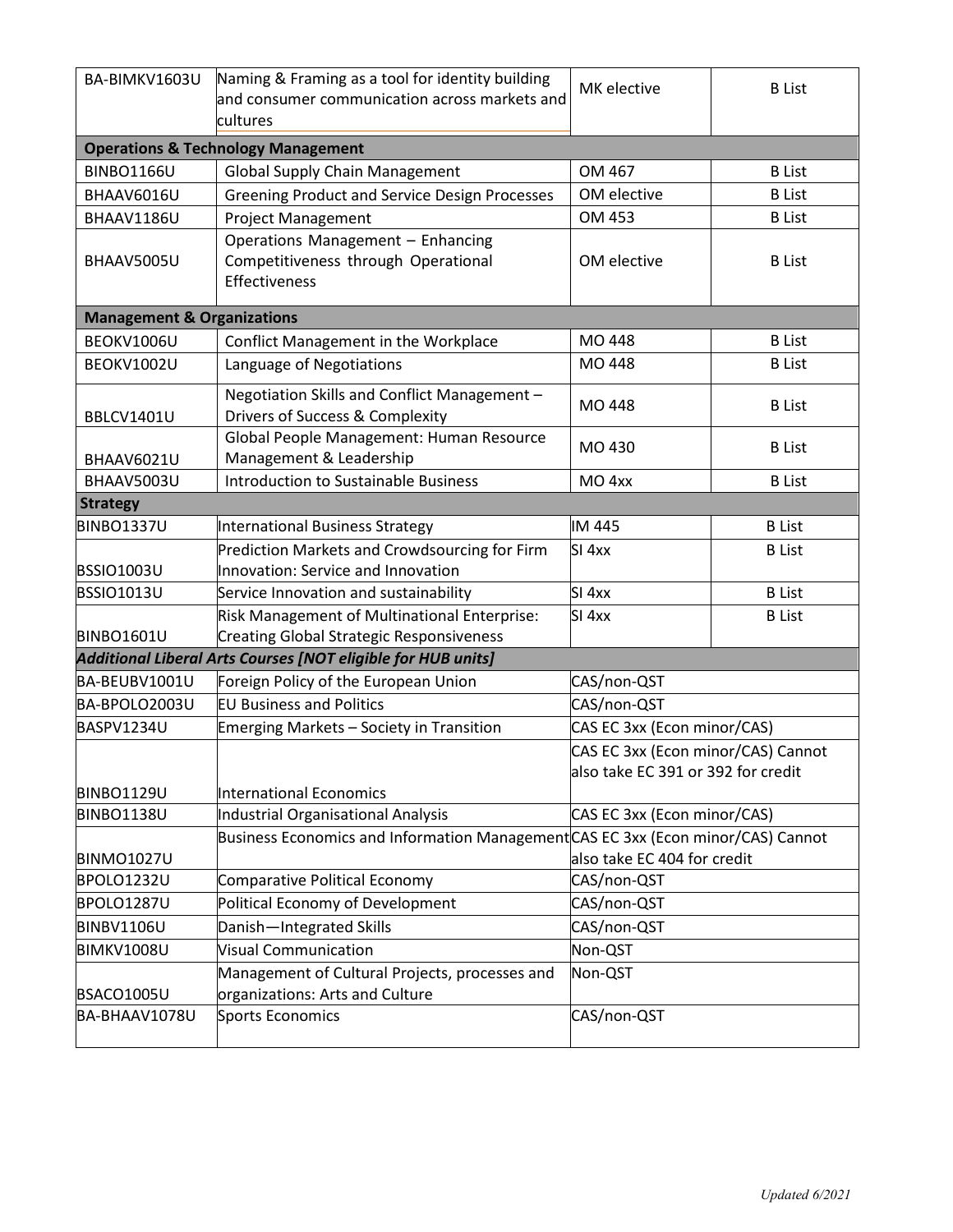| | | | |
|---|---|---|---|
| BA-BIMKV1603U | Naming & Framing as a tool for identity building and consumer communication across markets and cultures | MK elective | B List |
| **Operations & Technology Management** | | | |
| BINBO1166U | Global Supply Chain Management | OM 467 | B List |
| BHAAV6016U | Greening Product and Service Design Processes | OM elective | B List |
| BHAAV1186U | Project Management | OM 453 | B List |
| BHAAV5005U | Operations Management – Enhancing Competitiveness through Operational Effectiveness | OM elective | B List |
| **Management & Organizations** | | | |
| BEOKV1006U | Conflict Management in the Workplace | MO 448 | B List |
| BEOKV1002U | Language of Negotiations | MO 448 | B List |
| BBLCV1401U | Negotiation Skills and Conflict Management – Drivers of Success & Complexity | MO 448 | B List |
| BHAAV6021U | Global People Management: Human Resource Management & Leadership | MO 430 | B List |
| BHAAV5003U | Introduction to Sustainable Business | MO 4xx | B List |
| **Strategy** | | | |
| BINBO1337U | International Business Strategy | IM 445 | B List |
| BSSIO1003U | Prediction Markets and Crowdsourcing for Firm Innovation: Service and Innovation | SI 4xx | B List |
| BSSIO1013U | Service Innovation and sustainability | SI 4xx | B List |
| BINBO1601U | Risk Management of Multinational Enterprise: Creating Global Strategic Responsiveness | SI 4xx | B List |
| ***Additional Liberal Arts Courses [NOT eligible for HUB units]*** | | | |
| BA-BEUBV1001U | Foreign Policy of the European Union | CAS/non-QST | |
| BA-BPOLO2003U | EU Business and Politics | CAS/non-QST | |
| BASPV1234U | Emerging Markets – Society in Transition | CAS EC 3xx (Econ minor/CAS) | |
| BINBO1129U | International Economics | CAS EC 3xx (Econ minor/CAS) Cannot also take EC 391 or 392 for credit | |
| BINBO1138U | Industrial Organisational Analysis | CAS EC 3xx (Econ minor/CAS) | |
| BINMO1027U | Business Economics and Information Management | CAS EC 3xx (Econ minor/CAS) Cannot also take EC 404 for credit | |
| BPOLO1232U | Comparative Political Economy | CAS/non-QST | |
| BPOLO1287U | Political Economy of Development | CAS/non-QST | |
| BINBV1106U | Danish—Integrated Skills | CAS/non-QST | |
| BIMKV1008U | Visual Communication | Non-QST | |
| BSACO1005U | Management of Cultural Projects, processes and organizations: Arts and Culture | Non-QST | |
| BA-BHAAV1078U | Sports Economics | CAS/non-QST | |

*Updated 6/2021*